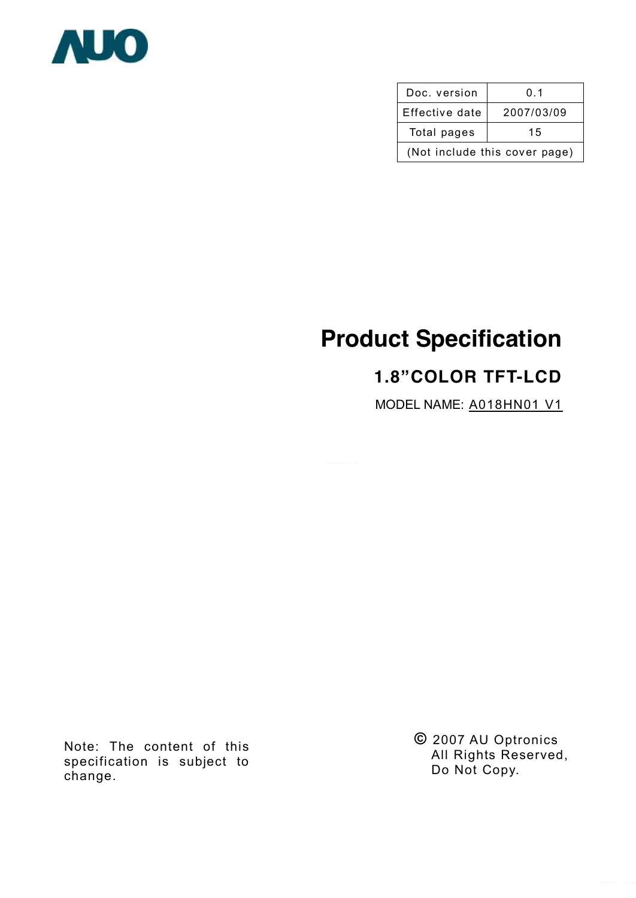AUO

| Doc. version | 0.1 |
|---|---|
| Effective date | 2007/03/09 |
| Total pages | 15 |
| (Not include this cover page) | |

# Product Specification

## 1.8"COLOR TFT-LCD

MODEL NAME: A018HN01 V1

Note: The content of this specification is subject to change.

© 2007 AU Optronics
All Rights Reserved,
Do Not Copy.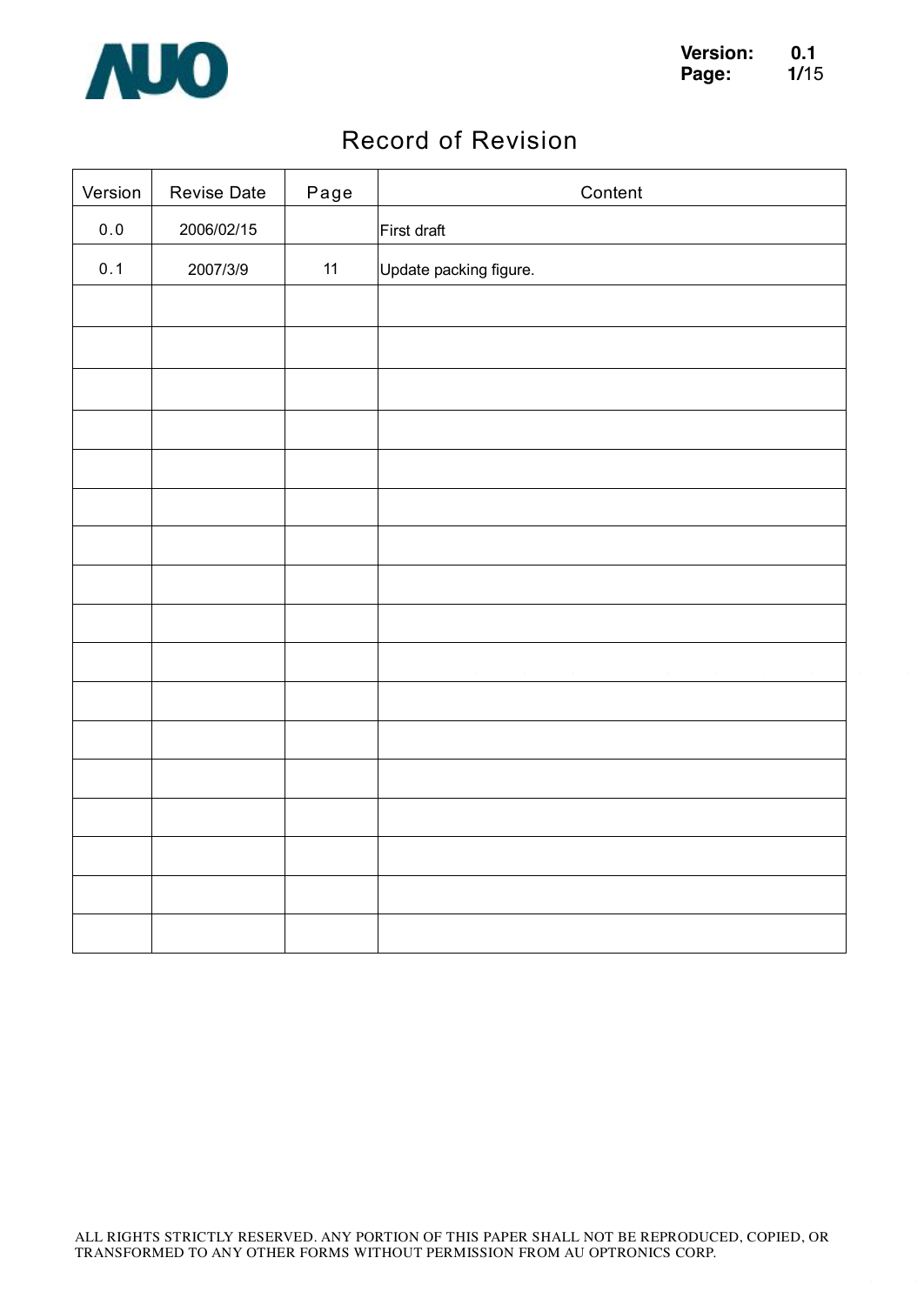# Record of Revision

| Version | Revise Date | Page | Content |
|---|---|---|---|
| 0.0 | 2006/02/15 | | First draft |
| 0.1 | 2007/3/9 | 11 | Update packing figure. |
| | | | |
| | | | |
| | | | |
| | | | |
| | | | |
| | | | |
| | | | |
| | | | |
| | | | |
| | | | |
| | | | |
| | | | |
| | | | |
| | | | |
| | | | |
| | | | |
| | | | |

ALL RIGHTS STRICTLY RESERVED. ANY PORTION OF THIS PAPER SHALL NOT BE REPRODUCED, COPIED, OR TRANSFORMED TO ANY OTHER FORMS WITHOUT PERMISSION FROM AU OPTRONICS CORP.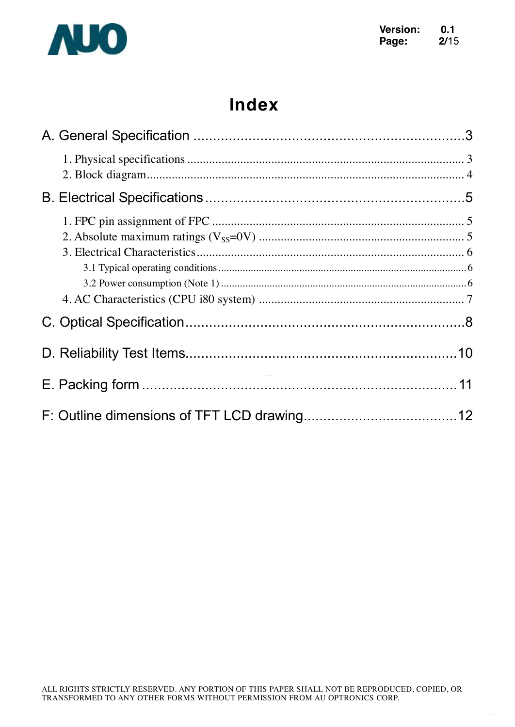# Index

A. General Specification ....................................................................3

1. Physical specifications ........................................................................ 3
2. Block diagram ...................................................................................... 4

B. Electrical Specifications .................................................................5

1. FPC pin assignment of FPC ................................................................. 5
2. Absolute maximum ratings ($V_{SS}$=0V) ................................................. 5
3. Electrical Characteristics ...................................................................... 6
   - 3.1 Typical operating conditions ............................................................ 6
   - 3.2 Power consumption (Note 1) ........................................................... 6
4. AC Characteristics (CPU i80 system) ................................................. 7

C. Optical Specification........................................................................8

D. Reliability Test Items.....................................................................10

E. Packing form ..................................................................................11

F: Outline dimensions of TFT LCD drawing.......................................12

ALL RIGHTS STRICTLY RESERVED. ANY PORTION OF THIS PAPER SHALL NOT BE REPRODUCED, COPIED, OR TRANSFORMED TO ANY OTHER FORMS WITHOUT PERMISSION FROM AU OPTRONICS CORP.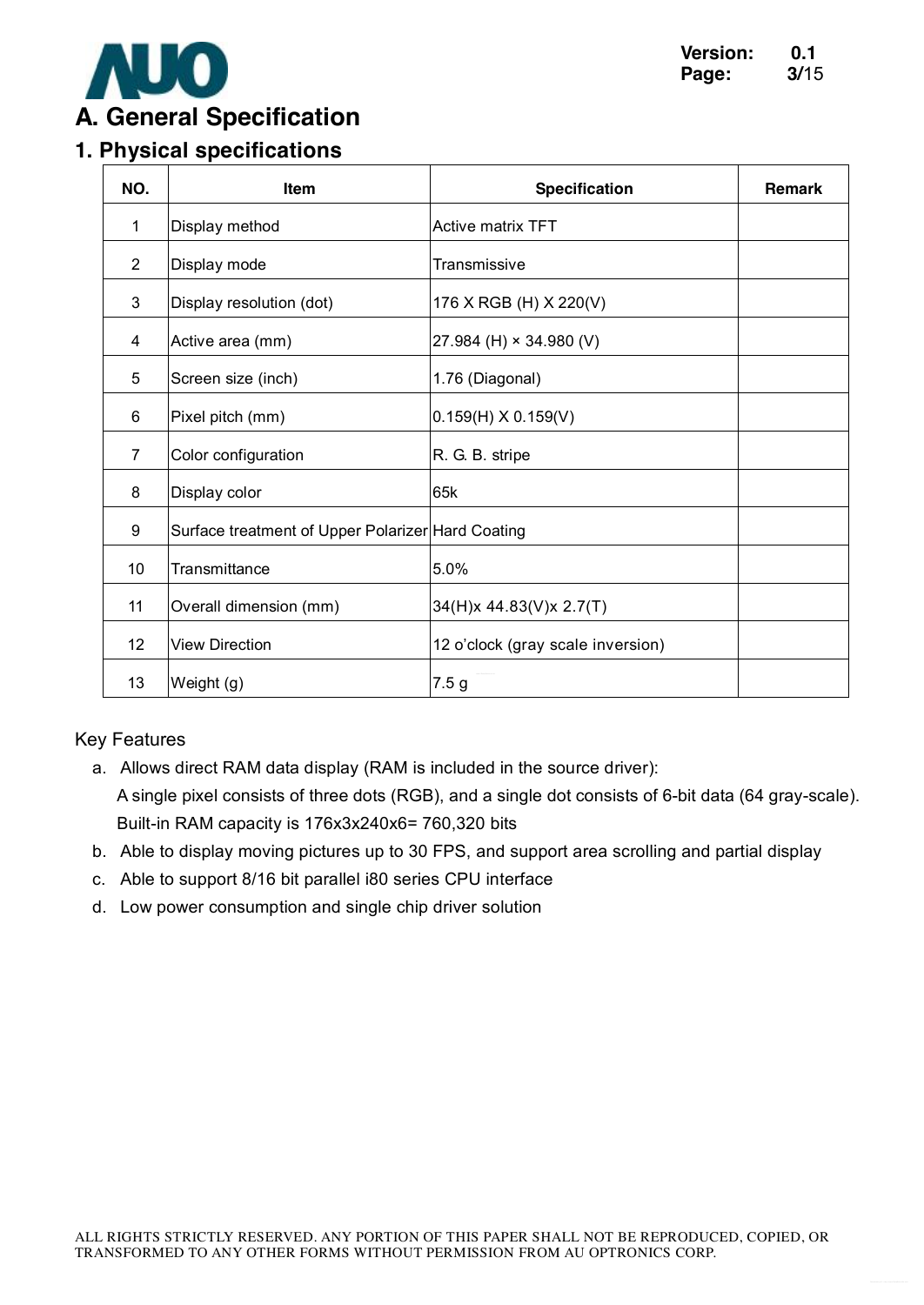# A. General Specification

## 1. Physical specifications

| NO. | Item | Specification | Remark |
|---|---|---|---|
| 1 | Display method | Active matrix TFT | |
| 2 | Display mode | Transmissive | |
| 3 | Display resolution (dot) | 176 X RGB (H) X 220(V) | |
| 4 | Active area (mm) | 27.984 (H) × 34.980 (V) | |
| 5 | Screen size (inch) | 1.76 (Diagonal) | |
| 6 | Pixel pitch (mm) | 0.159(H) X 0.159(V) | |
| 7 | Color configuration | R. G. B. stripe | |
| 8 | Display color | 65k | |
| 9 | Surface treatment of Upper Polarizer | Hard Coating | |
| 10 | Transmittance | 5.0% | |
| 11 | Overall dimension (mm) | 34(H)x 44.83(V)x 2.7(T) | |
| 12 | View Direction | 12 o'clock (gray scale inversion) | |
| 13 | Weight (g) | 7.5 g | |

Key Features

a. Allows direct RAM data display (RAM is included in the source driver):
   A single pixel consists of three dots (RGB), and a single dot consists of 6-bit data (64 gray-scale).
   Built-in RAM capacity is 176x3x240x6= 760,320 bits
b. Able to display moving pictures up to 30 FPS, and support area scrolling and partial display
c. Able to support 8/16 bit parallel i80 series CPU interface
d. Low power consumption and single chip driver solution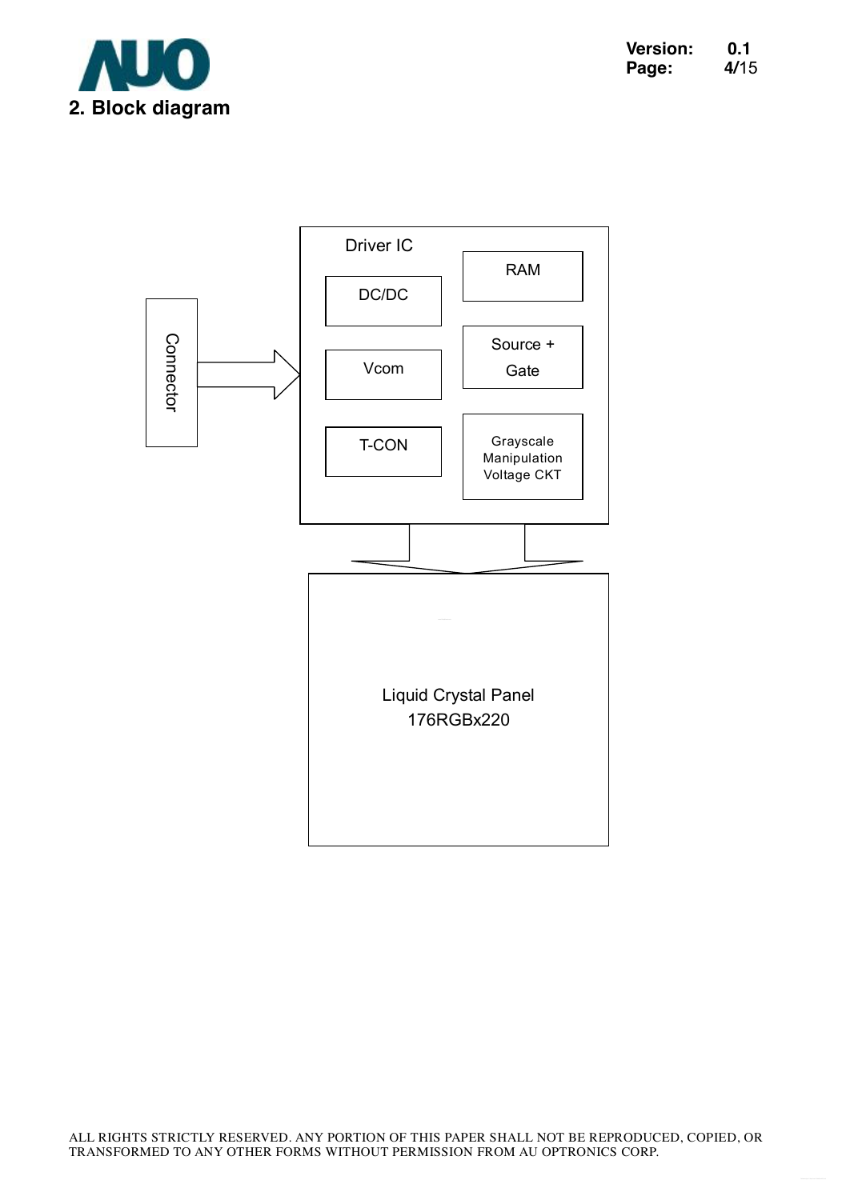## 2. Block diagram

Connector

Driver IC

DC/DC

Vcom

T-CON

RAM

Source + Gate

Grayscale Manipulation Voltage CKT

Liquid Crystal Panel
176RGBx220

ALL RIGHTS STRICTLY RESERVED. ANY PORTION OF THIS PAPER SHALL NOT BE REPRODUCED, COPIED, OR TRANSFORMED TO ANY OTHER FORMS WITHOUT PERMISSION FROM AU OPTRONICS CORP.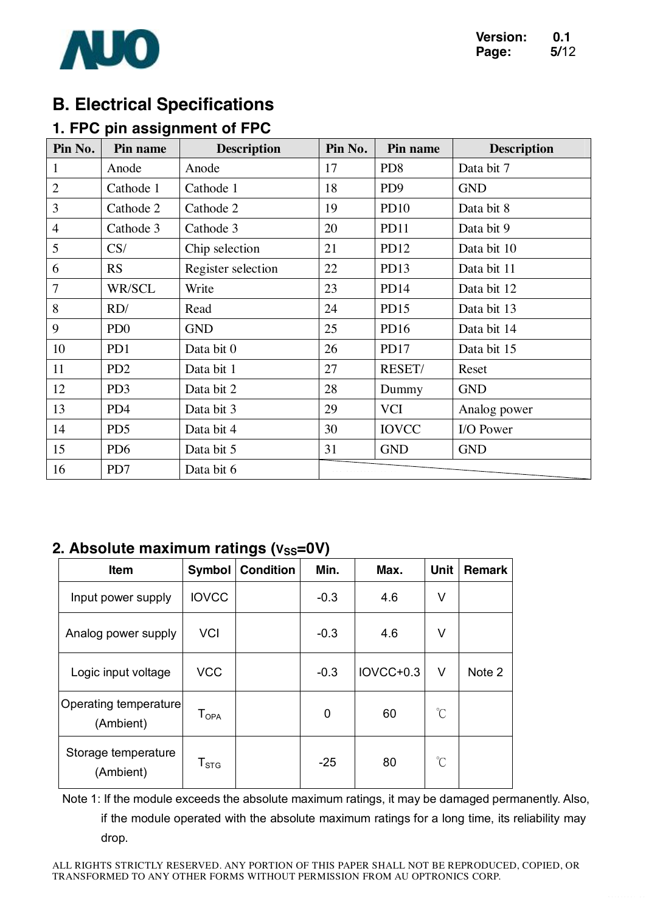# B. Electrical Specifications

## 1. FPC pin assignment of FPC

| Pin No. | Pin name | Description | Pin No. | Pin name | Description |
|---|---|---|---|---|---|
| 1 | Anode | Anode | 17 | PD8 | Data bit 7 |
| 2 | Cathode 1 | Cathode 1 | 18 | PD9 | GND |
| 3 | Cathode 2 | Cathode 2 | 19 | PD10 | Data bit 8 |
| 4 | Cathode 3 | Cathode 3 | 20 | PD11 | Data bit 9 |
| 5 | CS/ | Chip selection | 21 | PD12 | Data bit 10 |
| 6 | RS | Register selection | 22 | PD13 | Data bit 11 |
| 7 | WR/SCL | Write | 23 | PD14 | Data bit 12 |
| 8 | RD/ | Read | 24 | PD15 | Data bit 13 |
| 9 | PD0 | GND | 25 | PD16 | Data bit 14 |
| 10 | PD1 | Data bit 0 | 26 | PD17 | Data bit 15 |
| 11 | PD2 | Data bit 1 | 27 | RESET/ | Reset |
| 12 | PD3 | Data bit 2 | 28 | Dummy | GND |
| 13 | PD4 | Data bit 3 | 29 | VCI | Analog power |
| 14 | PD5 | Data bit 4 | 30 | IOVCC | I/O Power |
| 15 | PD6 | Data bit 5 | 31 | GND | GND |
| 16 | PD7 | Data bit 6 | | | |

## 2. Absolute maximum ratings ($V_{SS}$=0V)

| Item | Symbol | Condition | Min. | Max. | Unit | Remark |
|---|---|---|---|---|---|---|
| Input power supply | IOVCC | | -0.3 | 4.6 | V | |
| Analog power supply | VCI | | -0.3 | 4.6 | V | |
| Logic input voltage | VCC | | -0.3 | IOVCC+0.3 | V | Note 2 |
| Operating temperature (Ambient) | $T_{OPA}$ | | 0 | 60 | ℃ | |
| Storage temperature (Ambient) | $T_{STG}$ | | -25 | 80 | ℃ | |

Note 1: If the module exceeds the absolute maximum ratings, it may be damaged permanently. Also, if the module operated with the absolute maximum ratings for a long time, its reliability may drop.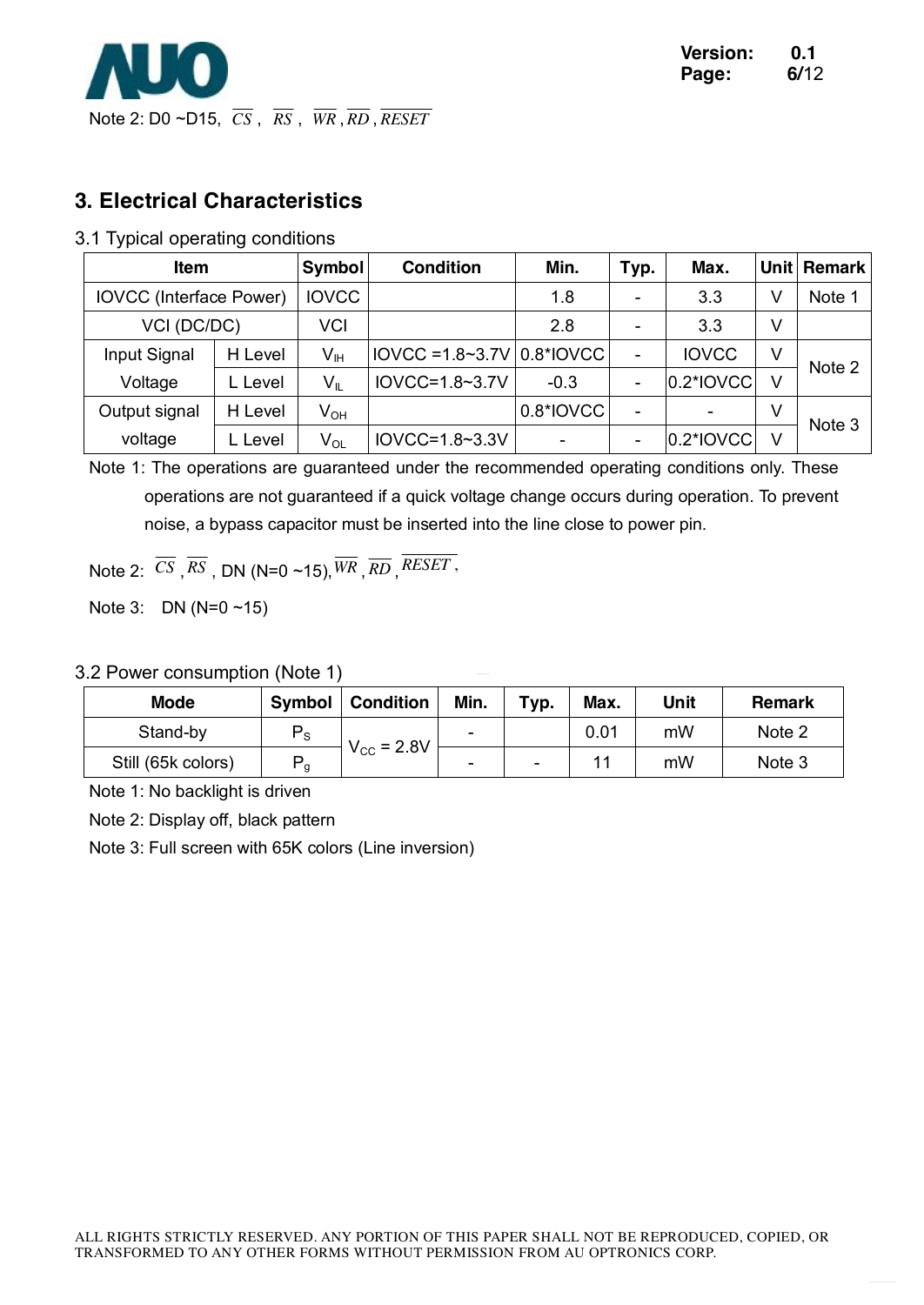Note 2: D0 ~D15, $\overline{CS}$ , $\overline{RS}$ , $\overline{WR}$ , $\overline{RD}$ , $\overline{RESET}$

## 3. Electrical Characteristics

### 3.1 Typical operating conditions

| Item | | Symbol | Condition | Min. | Typ. | Max. | Unit | Remark |
|---|---|---|---|---|---|---|---|---|
| IOVCC (Interface Power) | | IOVCC | | 1.8 | - | 3.3 | V | Note 1 |
| VCI (DC/DC) | | VCI | | 2.8 | - | 3.3 | V | |
| Input Signal Voltage | H Level | $V_{IH}$ | IOVCC =1.8~3.7V | 0.8*IOVCC | - | IOVCC | V | Note 2 |
| | L Level | $V_{IL}$ | IOVCC=1.8~3.7V | -0.3 | - | 0.2*IOVCC | V | |
| Output signal voltage | H Level | $V_{OH}$ | | 0.8*IOVCC | - | - | V | Note 3 |
| | L Level | $V_{OL}$ | IOVCC=1.8~3.3V | - | - | 0.2*IOVCC | V | |

Note 1: The operations are guaranteed under the recommended operating conditions only. These operations are not guaranteed if a quick voltage change occurs during operation. To prevent noise, a bypass capacitor must be inserted into the line close to power pin.

Note 2: $\overline{CS}$ , $\overline{RS}$ , DN (N=0 ~15), $\overline{WR}$ , $\overline{RD}$ , $\overline{RESET}$ ,

Note 3: DN (N=0 ~15)

### 3.2 Power consumption (Note 1)

| Mode | Symbol | Condition | Min. | Typ. | Max. | Unit | Remark |
|---|---|---|---|---|---|---|---|
| Stand-by | $P_S$ | $V_{CC}$ = 2.8V | - | | 0.01 | mW | Note 2 |
| Still (65k colors) | $P_g$ | | - | - | 11 | mW | Note 3 |

Note 1: No backlight is driven

Note 2: Display off, black pattern

Note 3: Full screen with 65K colors (Line inversion)

ALL RIGHTS STRICTLY RESERVED. ANY PORTION OF THIS PAPER SHALL NOT BE REPRODUCED, COPIED, OR TRANSFORMED TO ANY OTHER FORMS WITHOUT PERMISSION FROM AU OPTRONICS CORP.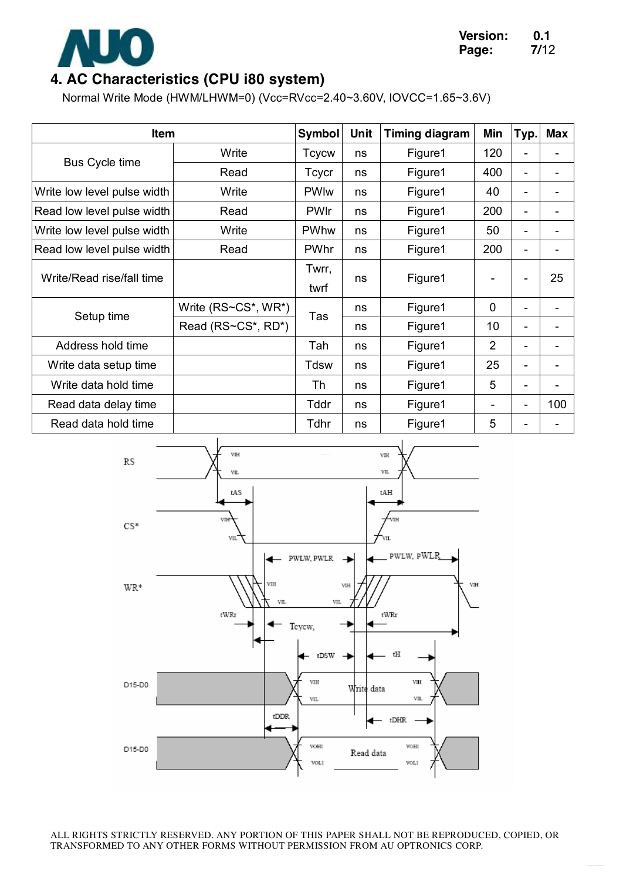## 4. AC Characteristics (CPU i80 system)

Normal Write Mode (HWM/LHWM=0) (Vcc=RVcc=2.40~3.60V, IOVCC=1.65~3.6V)

| Item | | Symbol | Unit | Timing diagram | Min | Typ. | Max |
|---|---|---|---|---|---|---|---|
| Bus Cycle time | Write | Tcycw | ns | Figure1 | 120 | - | - |
| | Read | Tcycr | ns | Figure1 | 400 | - | - |
| Write low level pulse width | Write | PWlw | ns | Figure1 | 40 | - | - |
| Read low level pulse width | Read | PWlr | ns | Figure1 | 200 | - | - |
| Write low level pulse width | Write | PWhw | ns | Figure1 | 50 | - | - |
| Read low level pulse width | Read | PWhr | ns | Figure1 | 200 | - | - |
| Write/Read rise/fall time | | Twrr, twrf | ns | Figure1 | - | - | 25 |
| Setup time | Write (RS~CS*, WR*) | Tas | ns | Figure1 | 0 | - | - |
| | Read (RS~CS*, RD*) | | ns | Figure1 | 10 | - | - |
| Address hold time | | Tah | ns | Figure1 | 2 | - | - |
| Write data setup time | | Tdsw | ns | Figure1 | 25 | - | - |
| Write data hold time | | Th | ns | Figure1 | 5 | - | - |
| Read data delay time | | Tddr | ns | Figure1 | - | - | 100 |
| Read data hold time | | Tdhr | ns | Figure1 | 5 | - | - |

ALL RIGHTS STRICTLY RESERVED. ANY PORTION OF THIS PAPER SHALL NOT BE REPRODUCED, COPIED, OR TRANSFORMED TO ANY OTHER FORMS WITHOUT PERMISSION FROM AU OPTRONICS CORP.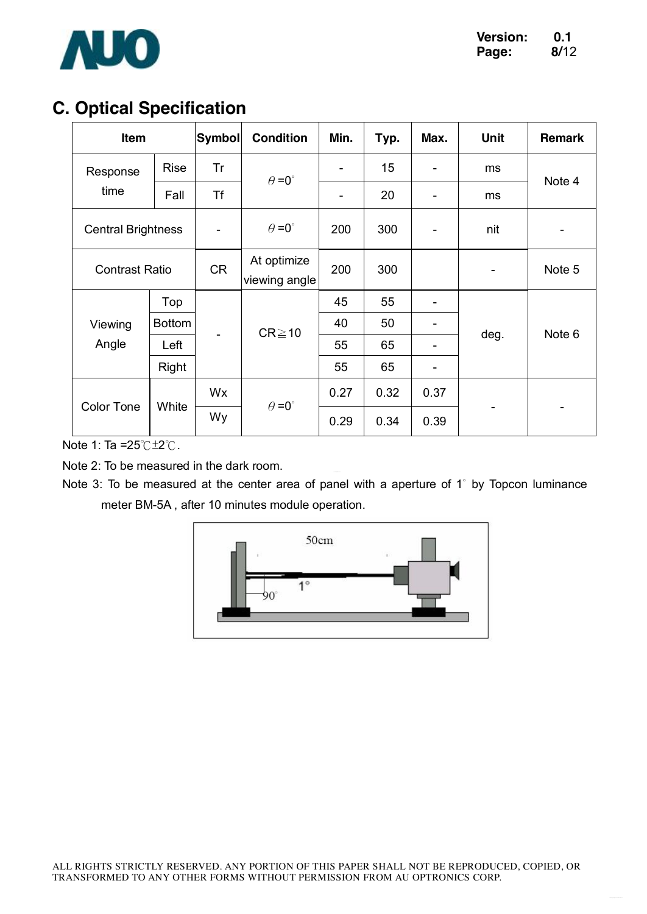## C. Optical Specification

| Item | | Symbol | Condition | Min. | Typ. | Max. | Unit | Remark |
|---|---|---|---|---|---|---|---|---|
| Response time | Rise | Tr | $\theta$=0° | - | 15 | - | ms | Note 4 |
| | Fall | Tf | | - | 20 | - | ms | |
| Central Brightness | | - | $\theta$=0° | 200 | 300 | - | nit | - |
| Contrast Ratio | | CR | At optimize viewing angle | 200 | 300 | | - | Note 5 |
| Viewing Angle | Top | - | CR≧10 | 45 | 55 | - | deg. | Note 6 |
| | Bottom | | | 40 | 50 | - | | |
| | Left | | | 55 | 65 | - | | |
| | Right | | | 55 | 65 | - | | |
| Color Tone | White | Wx | $\theta$=0° | 0.27 | 0.32 | 0.37 | - | - |
| | | Wy | | 0.29 | 0.34 | 0.39 | | |

Note 1: Ta =25℃±2℃.

Note 2: To be measured in the dark room.

Note 3: To be measured at the center area of panel with a aperture of 1° by Topcon luminance meter BM-5A , after 10 minutes module operation.

50cm

90°

1°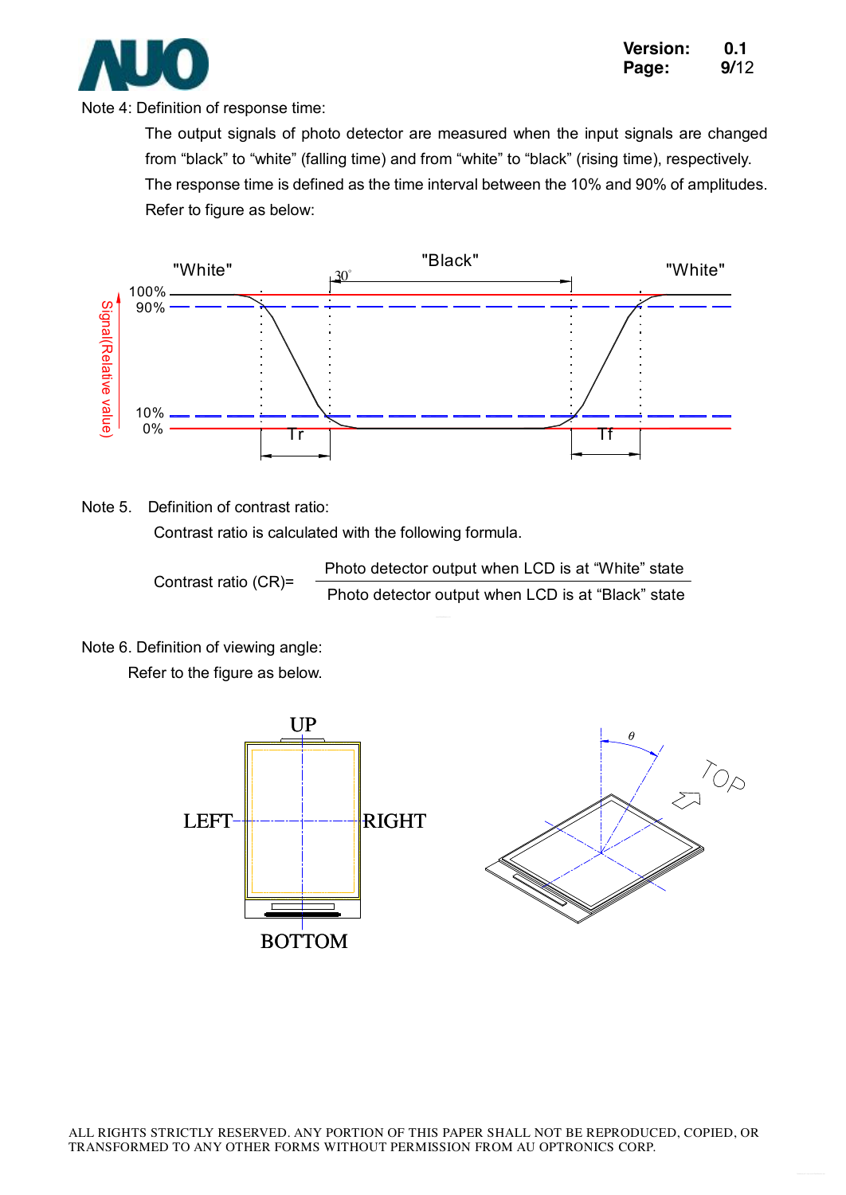Note 4: Definition of response time:

The output signals of photo detector are measured when the input signals are changed from “black” to “white” (falling time) and from “white” to “black” (rising time), respectively. The response time is defined as the time interval between the 10% and 90% of amplitudes. Refer to figure as below:

Note 5. Definition of contrast ratio:

Contrast ratio is calculated with the following formula.

$$\text{Contrast ratio (CR)} = \frac{\text{Photo detector output when LCD is at “White” state}}{\text{Photo detector output when LCD is at “Black” state}}$$

Note 6. Definition of viewing angle:

Refer to the figure as below.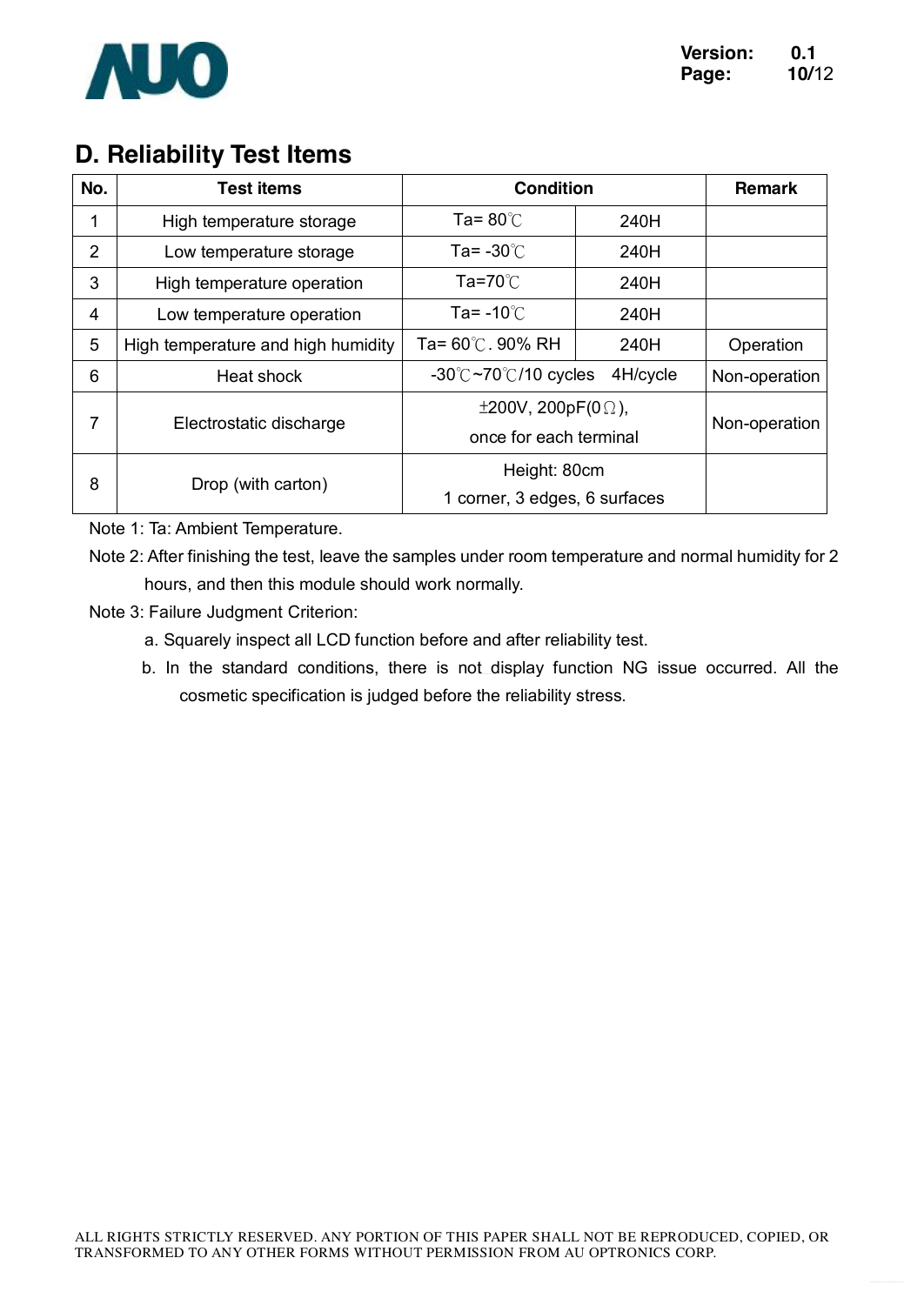## D. Reliability Test Items

| No. | Test items | Condition | | Remark |
|---|---|---|---|---|
| 1 | High temperature storage | Ta= 80℃ | 240H | |
| 2 | Low temperature storage | Ta= -30℃ | 240H | |
| 3 | High temperature operation | Ta=70℃ | 240H | |
| 4 | Low temperature operation | Ta= -10℃ | 240H | |
| 5 | High temperature and high humidity | Ta= 60℃. 90% RH | 240H | Operation |
| 6 | Heat shock | -30℃~70℃/10 cycles | 4H/cycle | Non-operation |
| 7 | Electrostatic discharge | ±200V, 200pF(0Ω), once for each terminal | | Non-operation |
| 8 | Drop (with carton) | Height: 80cm 1 corner, 3 edges, 6 surfaces | | |

Note 1: Ta: Ambient Temperature.

Note 2: After finishing the test, leave the samples under room temperature and normal humidity for 2 hours, and then this module should work normally.

Note 3: Failure Judgment Criterion:

a. Squarely inspect all LCD function before and after reliability test.

b. In the standard conditions, there is not display function NG issue occurred. All the cosmetic specification is judged before the reliability stress.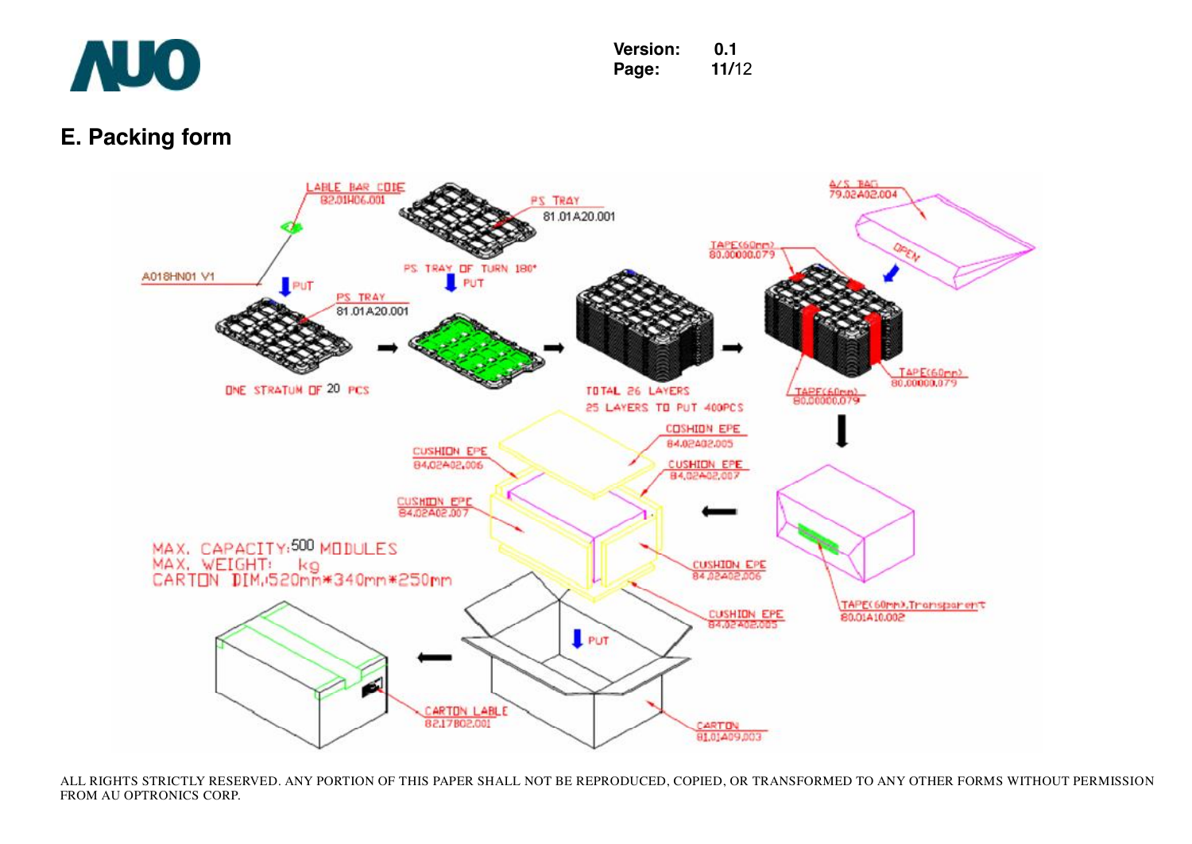## E. Packing form

LABLE BAR CODE
82.01H06.001

A018HN01 V1

PUT

PS TRAY
81.01A20.001

ONE STRATUM OF 20 PCS

PS TRAY
81.01A20.001

PS TRAY OF TURN 180°

PUT

TOTAL 26 LAYERS
25 LAYERS TO PUT 400PCS

A/S BAG
79.02A02.004

OPEN

TAPE(60mm)
80.00000.079

TAPE(60mm)
80.00000.079

TAPE(60mm)
80.00000.079

TAPE(60mm),Transparent
80.01A10.002

CUSHION EPE
84.02A02.005

CUSHION EPE
84.02A02.007

CUSHION EPE
84.02A02.006

CUSHION EPE
84.02A02.007

CUSHION EPE
84.02A02.006

CUSHION EPE
84.02A02.005

MAX. CAPACITY:500 MODULES
MAX. WEIGHT: kg
CARTON DIM.:520mm*340mm*250mm

PUT

CARTON
81.01A09.003

CARTON LABLE
82.17B02.001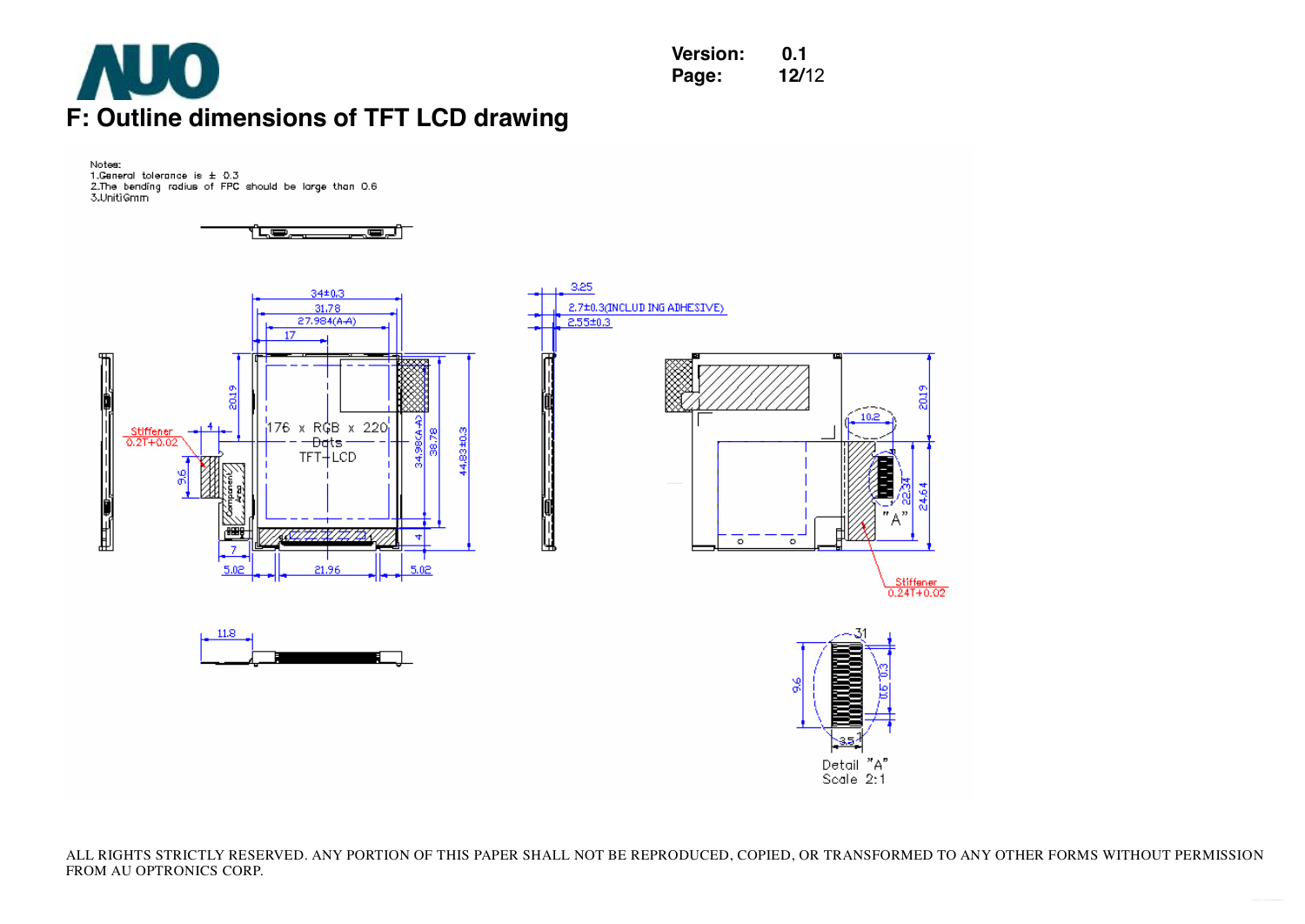# F: Outline dimensions of TFT LCD drawing

Notes:
1.General tolerance is ± 0.3
2.The bending radius of FPC should be large than 0.6
3.Unit:mm

34±0.3
31.78
27.984(A-A)
17
20.19
4
Stiffener
0.2T+0.02
9.6
Component Area
176 x RGB x 220 Dots
TFT-LCD
34.98(A-A)
38.78
44.83±0.3
4
7
5.02
21.96
5.02
11.8

3.25
2.7±0.3(INCLUDING ADHESIVE)
2.55±0.3

20.19
10.2
22.34
24.64
"A"
Stiffener
0.24T+0.02

31
9.6
0.3
0.5
3.5
Detail "A"
Scale 2:1

ALL RIGHTS STRICTLY RESERVED. ANY PORTION OF THIS PAPER SHALL NOT BE REPRODUCED, COPIED, OR TRANSFORMED TO ANY OTHER FORMS WITHOUT PERMISSION FROM AU OPTRONICS CORP.